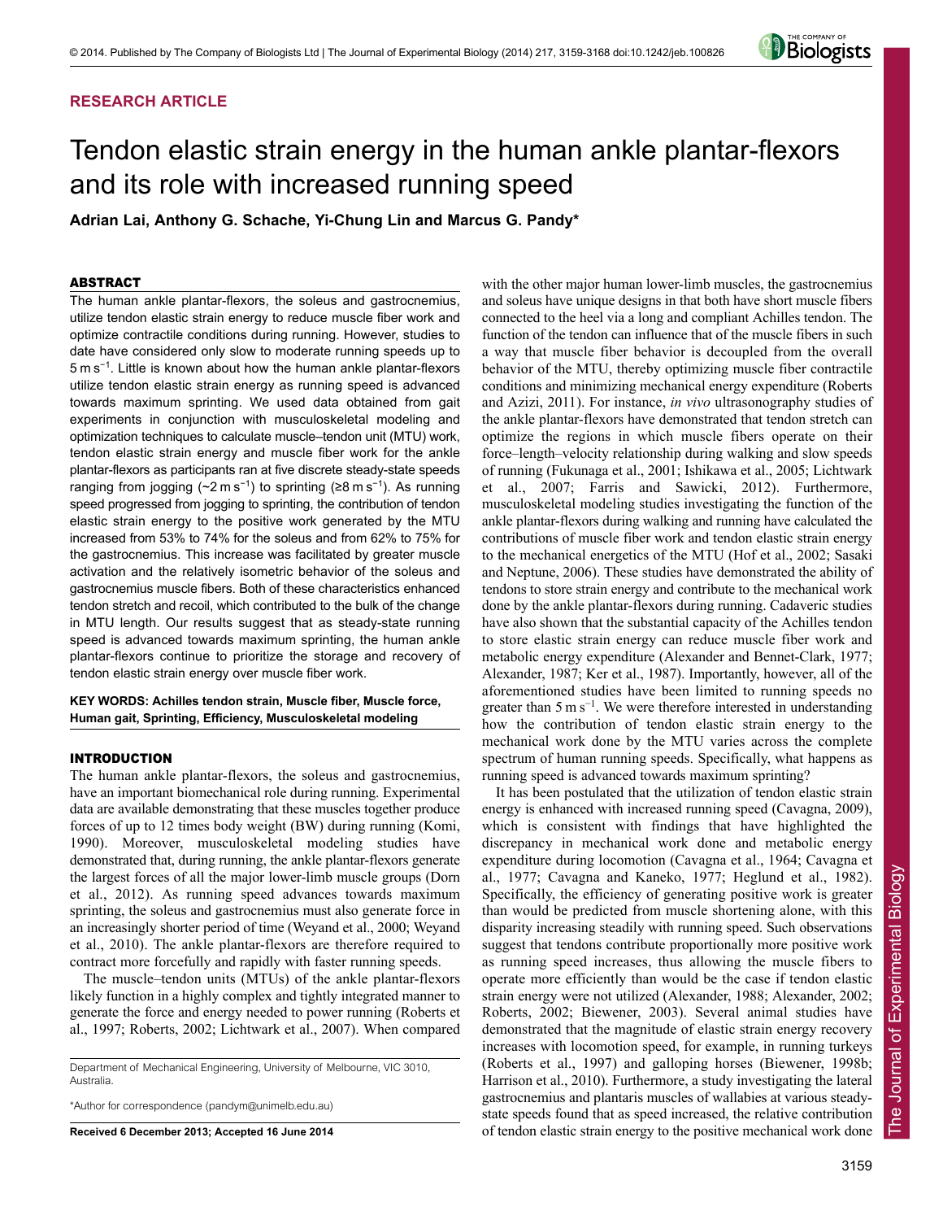RESEARCH ARTICLE

# Tendon elastic strain energy in the human ankle plantar-flexors and its role with increased running speed

**Adrian Lai, Anthony G. Schache, Yi-Chung Lin and Marcus G. Pandy***

## ABSTRACT

The human ankle plantar-flexors, the soleus and gastrocnemius, utilize tendon elastic strain energy to reduce muscle fiber work and optimize contractile conditions during running. However, studies to date have considered only slow to moderate running speeds up to 5 m s$^{-1}$. Little is known about how the human ankle plantar-flexors utilize tendon elastic strain energy as running speed is advanced towards maximum sprinting. We used data obtained from gait experiments in conjunction with musculoskeletal modeling and optimization techniques to calculate muscle–tendon unit (MTU) work, tendon elastic strain energy and muscle fiber work for the ankle plantar-flexors as participants ran at five discrete steady-state speeds ranging from jogging (~2 m s$^{-1}$) to sprinting (≥8 m s$^{-1}$). As running speed progressed from jogging to sprinting, the contribution of tendon elastic strain energy to the positive work generated by the MTU increased from 53% to 74% for the soleus and from 62% to 75% for the gastrocnemius. This increase was facilitated by greater muscle activation and the relatively isometric behavior of the soleus and gastrocnemius muscle fibers. Both of these characteristics enhanced tendon stretch and recoil, which contributed to the bulk of the change in MTU length. Our results suggest that as steady-state running speed is advanced towards maximum sprinting, the human ankle plantar-flexors continue to prioritize the storage and recovery of tendon elastic strain energy over muscle fiber work.

**KEY WORDS: Achilles tendon strain, Muscle fiber, Muscle force, Human gait, Sprinting, Efficiency, Musculoskeletal modeling**

## INTRODUCTION

The human ankle plantar-flexors, the soleus and gastrocnemius, have an important biomechanical role during running. Experimental data are available demonstrating that these muscles together produce forces of up to 12 times body weight (BW) during running (Komi, 1990). Moreover, musculoskeletal modeling studies have demonstrated that, during running, the ankle plantar-flexors generate the largest forces of all the major lower-limb muscle groups (Dorn et al., 2012). As running speed advances towards maximum sprinting, the soleus and gastrocnemius must also generate force in an increasingly shorter period of time (Weyand et al., 2000; Weyand et al., 2010). The ankle plantar-flexors are therefore required to contract more forcefully and rapidly with faster running speeds.

The muscle–tendon units (MTUs) of the ankle plantar-flexors likely function in a highly complex and tightly integrated manner to generate the force and energy needed to power running (Roberts et al., 1997; Roberts, 2002; Lichtwark et al., 2007). When compared with the other major human lower-limb muscles, the gastrocnemius and soleus have unique designs in that both have short muscle fibers connected to the heel via a long and compliant Achilles tendon. The function of the tendon can influence that of the muscle fibers in such a way that muscle fiber behavior is decoupled from the overall behavior of the MTU, thereby optimizing muscle fiber contractile conditions and minimizing mechanical energy expenditure (Roberts and Azizi, 2011). For instance, *in vivo* ultrasonography studies of the ankle plantar-flexors have demonstrated that tendon stretch can optimize the regions in which muscle fibers operate on their force–length–velocity relationship during walking and slow speeds of running (Fukunaga et al., 2001; Ishikawa et al., 2005; Lichtwark et al., 2007; Farris and Sawicki, 2012). Furthermore, musculoskeletal modeling studies investigating the function of the ankle plantar-flexors during walking and running have calculated the contributions of muscle fiber work and tendon elastic strain energy to the mechanical energetics of the MTU (Hof et al., 2002; Sasaki and Neptune, 2006). These studies have demonstrated the ability of tendons to store strain energy and contribute to the mechanical work done by the ankle plantar-flexors during running. Cadaveric studies have also shown that the substantial capacity of the Achilles tendon to store elastic strain energy can reduce muscle fiber work and metabolic energy expenditure (Alexander and Bennet-Clark, 1977; Alexander, 1987; Ker et al., 1987). Importantly, however, all of the aforementioned studies have been limited to running speeds no greater than 5 m s$^{-1}$. We were therefore interested in understanding how the contribution of tendon elastic strain energy to the mechanical work done by the MTU varies across the complete spectrum of human running speeds. Specifically, what happens as running speed is advanced towards maximum sprinting?

It has been postulated that the utilization of tendon elastic strain energy is enhanced with increased running speed (Cavagna, 2009), which is consistent with findings that have highlighted the discrepancy in mechanical work done and metabolic energy expenditure during locomotion (Cavagna et al., 1964; Cavagna et al., 1977; Cavagna and Kaneko, 1977; Heglund et al., 1982). Specifically, the efficiency of generating positive work is greater than would be predicted from muscle shortening alone, with this disparity increasing steadily with running speed. Such observations suggest that tendons contribute proportionally more positive work as running speed increases, thus allowing the muscle fibers to operate more efficiently than would be the case if tendon elastic strain energy were not utilized (Alexander, 1988; Alexander, 2002; Roberts, 2002; Biewener, 2003). Several animal studies have demonstrated that the magnitude of elastic strain energy recovery increases with locomotion speed, for example, in running turkeys (Roberts et al., 1997) and galloping horses (Biewener, 1998b; Harrison et al., 2010). Furthermore, a study investigating the lateral gastrocnemius and plantaris muscles of wallabies at various steady-state speeds found that as speed increased, the relative contribution of tendon elastic strain energy to the positive mechanical work done

Department of Mechanical Engineering, University of Melbourne, VIC 3010, Australia.

*Author for correspondence (pandym@unimelb.edu.au)

**Received 6 December 2013; Accepted 16 June 2014**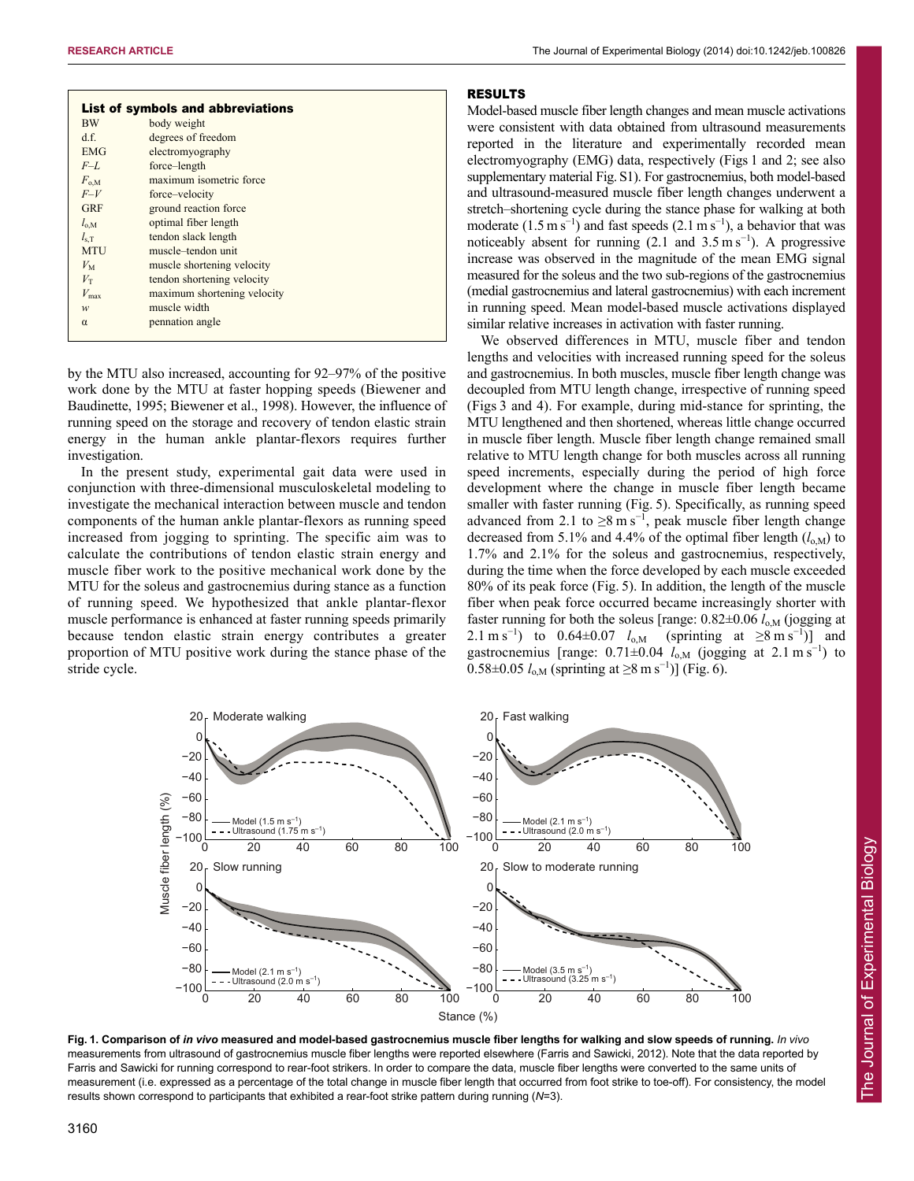**List of symbols and abbreviations**

| | |
|---|---|
| BW | body weight |
| d.f. | degrees of freedom |
| EMG | electromyography |
| $F$–$L$ | force–length |
| $F_{o,M}$ | maximum isometric force |
| $F$–$V$ | force–velocity |
| GRF | ground reaction force |
| $l_{o,M}$ | optimal fiber length |
| $l_{s,T}$ | tendon slack length |
| MTU | muscle–tendon unit |
| $V_M$ | muscle shortening velocity |
| $V_T$ | tendon shortening velocity |
| $V_{max}$ | maximum shortening velocity |
| $w$ | muscle width |
| α | pennation angle |

by the MTU also increased, accounting for 92–97% of the positive work done by the MTU at faster hopping speeds (Biewener and Baudinette, 1995; Biewener et al., 1998). However, the influence of running speed on the storage and recovery of tendon elastic strain energy in the human ankle plantar-flexors requires further investigation.

In the present study, experimental gait data were used in conjunction with three-dimensional musculoskeletal modeling to investigate the mechanical interaction between muscle and tendon components of the human ankle plantar-flexors as running speed increased from jogging to sprinting. The specific aim was to calculate the contributions of tendon elastic strain energy and muscle fiber work to the positive mechanical work done by the MTU for the soleus and gastrocnemius during stance as a function of running speed. We hypothesized that ankle plantar-flexor muscle performance is enhanced at faster running speeds primarily because tendon elastic strain energy contributes a greater proportion of MTU positive work during the stance phase of the stride cycle.

## RESULTS

Model-based muscle fiber length changes and mean muscle activations were consistent with data obtained from ultrasound measurements reported in the literature and experimentally recorded mean electromyography (EMG) data, respectively (Figs 1 and 2; see also supplementary material Fig. S1). For gastrocnemius, both model-based and ultrasound-measured muscle fiber length changes underwent a stretch–shortening cycle during the stance phase for walking at both moderate (1.5 m s$^{-1}$) and fast speeds (2.1 m s$^{-1}$), a behavior that was noticeably absent for running (2.1 and 3.5 m s$^{-1}$). A progressive increase was observed in the magnitude of the mean EMG signal measured for the soleus and the two sub-regions of the gastrocnemius (medial gastrocnemius and lateral gastrocnemius) with each increment in running speed. Mean model-based muscle activations displayed similar relative increases in activation with faster running.

We observed differences in MTU, muscle fiber and tendon lengths and velocities with increased running speed for the soleus and gastrocnemius. In both muscles, muscle fiber length change was decoupled from MTU length change, irrespective of running speed (Figs 3 and 4). For example, during mid-stance for sprinting, the MTU lengthened and then shortened, whereas little change occurred in muscle fiber length. Muscle fiber length change remained small relative to MTU length change for both muscles across all running speed increments, especially during the period of high force development where the change in muscle fiber length became smaller with faster running (Fig. 5). Specifically, as running speed advanced from 2.1 to ≥8 m s$^{-1}$, peak muscle fiber length change decreased from 5.1% and 4.4% of the optimal fiber length ($l_{o,M}$) to 1.7% and 2.1% for the soleus and gastrocnemius, respectively, during the time when the force developed by each muscle exceeded 80% of its peak force (Fig. 5). In addition, the length of the muscle fiber when peak force occurred became increasingly shorter with faster running for both the soleus [range: 0.82±0.06 $l_{o,M}$ (jogging at 2.1 m s$^{-1}$) to 0.64±0.07 $l_{o,M}$ (sprinting at ≥8 m s$^{-1}$)] and gastrocnemius [range: 0.71±0.04 $l_{o,M}$ (jogging at 2.1 m s$^{-1}$) to 0.58±0.05 $l_{o,M}$ (sprinting at ≥8 m s$^{-1}$)] (Fig. 6).

**Fig. 1. Comparison of *in vivo* measured and model-based gastrocnemius muscle fiber lengths for walking and slow speeds of running.** *In vivo* measurements from ultrasound of gastrocnemius muscle fiber lengths were reported elsewhere (Farris and Sawicki, 2012). Note that the data reported by Farris and Sawicki for running correspond to rear-foot strikers. In order to compare the data, muscle fiber lengths were converted to the same units of measurement (i.e. expressed as a percentage of the total change in muscle fiber length that occurred from foot strike to toe-off). For consistency, the model results shown correspond to participants that exhibited a rear-foot strike pattern during running (*N*=3).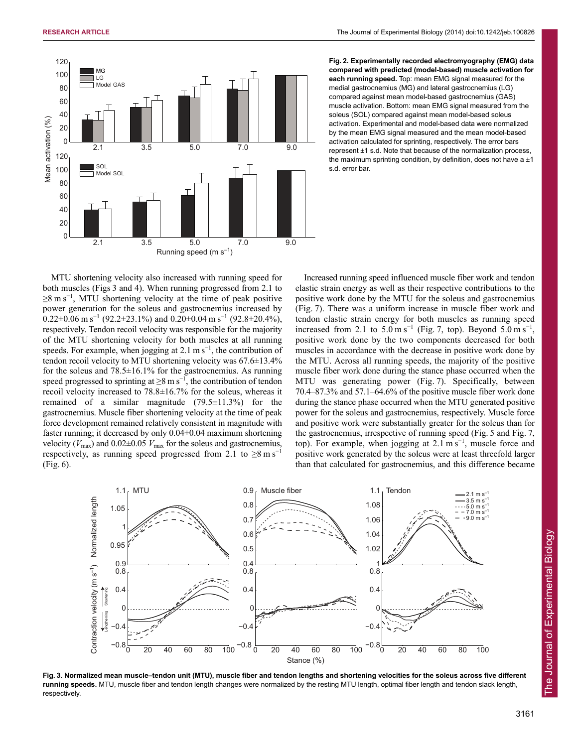**Fig. 2. Experimentally recorded electromyography (EMG) data compared with predicted (model-based) muscle activation for each running speed.** Top: mean EMG signal measured for the medial gastrocnemius (MG) and lateral gastrocnemius (LG) compared against mean model-based gastrocnemius (GAS) muscle activation. Bottom: mean EMG signal measured from the soleus (SOL) compared against mean model-based soleus activation. Experimental and model-based data were normalized by the mean EMG signal measured and the mean model-based activation calculated for sprinting, respectively. The error bars represent ±1 s.d. Note that because of the normalization process, the maximum sprinting condition, by definition, does not have a ±1 s.d. error bar.

MTU shortening velocity also increased with running speed for both muscles (Figs 3 and 4). When running progressed from 2.1 to ≥8 m s$^{-1}$, MTU shortening velocity at the time of peak positive power generation for the soleus and gastrocnemius increased by 0.22±0.06 m s$^{-1}$ (92.2±23.1%) and 0.20±0.04 m s$^{-1}$ (92.8±20.4%), respectively. Tendon recoil velocity was responsible for the majority of the MTU shortening velocity for both muscles at all running speeds. For example, when jogging at 2.1 m s$^{-1}$, the contribution of tendon recoil velocity to MTU shortening velocity was 67.6±13.4% for the soleus and 78.5±16.1% for the gastrocnemius. As running speed progressed to sprinting at ≥8 m s$^{-1}$, the contribution of tendon recoil velocity increased to 78.8±16.7% for the soleus, whereas it remained of a similar magnitude (79.5±11.3%) for the gastrocnemius. Muscle fiber shortening velocity at the time of peak force development remained relatively consistent in magnitude with faster running; it decreased by only 0.04±0.04 maximum shortening velocity ($V_{max}$) and 0.02±0.05 $V_{max}$ for the soleus and gastrocnemius, respectively, as running speed progressed from 2.1 to ≥8 m s$^{-1}$ (Fig. 6).

Increased running speed influenced muscle fiber work and tendon elastic strain energy as well as their respective contributions to the positive work done by the MTU for the soleus and gastrocnemius (Fig. 7). There was a uniform increase in muscle fiber work and tendon elastic strain energy for both muscles as running speed increased from 2.1 to 5.0 m s$^{-1}$ (Fig. 7, top). Beyond 5.0 m s$^{-1}$, positive work done by the two components decreased for both muscles in accordance with the decrease in positive work done by the MTU. Across all running speeds, the majority of the positive muscle fiber work done during the stance phase occurred when the MTU was generating power (Fig. 7). Specifically, between 70.4–87.3% and 57.1–64.6% of the positive muscle fiber work done during the stance phase occurred when the MTU generated positive power for the soleus and gastrocnemius, respectively. Muscle force and positive work were substantially greater for the soleus than for the gastrocnemius, irrespective of running speed (Fig. 5 and Fig. 7, top). For example, when jogging at 2.1 m s$^{-1}$, muscle force and positive work generated by the soleus were at least threefold larger than that calculated for gastrocnemius, and this difference became

**Fig. 3. Normalized mean muscle–tendon unit (MTU), muscle fiber and tendon lengths and shortening velocities for the soleus across five different running speeds.** MTU, muscle fiber and tendon length changes were normalized by the resting MTU length, optimal fiber length and tendon slack length, respectively.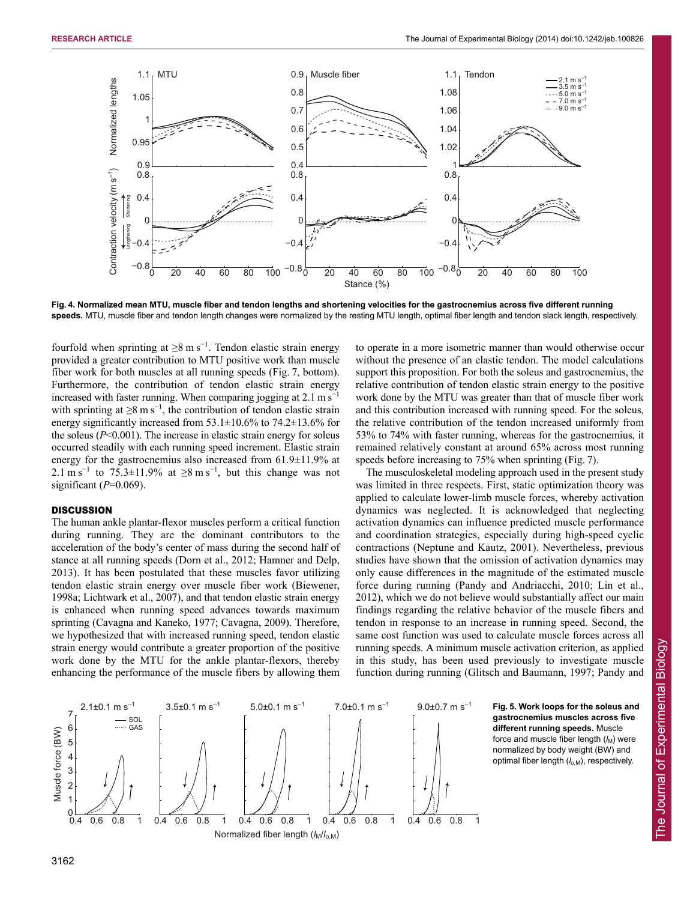**Fig. 4. Normalized mean MTU, muscle fiber and tendon lengths and shortening velocities for the gastrocnemius across five different running speeds.** MTU, muscle fiber and tendon length changes were normalized by the resting MTU length, optimal fiber length and tendon slack length, respectively.

fourfold when sprinting at ≥8 m s$^{-1}$. Tendon elastic strain energy provided a greater contribution to MTU positive work than muscle fiber work for both muscles at all running speeds (Fig. 7, bottom). Furthermore, the contribution of tendon elastic strain energy increased with faster running. When comparing jogging at 2.1 m s$^{-1}$ with sprinting at ≥8 m s$^{-1}$, the contribution of tendon elastic strain energy significantly increased from 53.1±10.6% to 74.2±13.6% for the soleus ($P$<0.001). The increase in elastic strain energy for soleus occurred steadily with each running speed increment. Elastic strain energy for the gastrocnemius also increased from 61.9±11.9% at 2.1 m s$^{-1}$ to 75.3±11.9% at ≥8 m s$^{-1}$, but this change was not significant ($P$=0.069).

## DISCUSSION

The human ankle plantar-flexor muscles perform a critical function during running. They are the dominant contributors to the acceleration of the body's center of mass during the second half of stance at all running speeds (Dorn et al., 2012; Hamner and Delp, 2013). It has been postulated that these muscles favor utilizing tendon elastic strain energy over muscle fiber work (Biewener, 1998a; Lichtwark et al., 2007), and that tendon elastic strain energy is enhanced when running speed advances towards maximum sprinting (Cavagna and Kaneko, 1977; Cavagna, 2009). Therefore, we hypothesized that with increased running speed, tendon elastic strain energy would contribute a greater proportion of the positive work done by the MTU for the ankle plantar-flexors, thereby enhancing the performance of the muscle fibers by allowing them to operate in a more isometric manner than would otherwise occur without the presence of an elastic tendon. The model calculations support this proposition. For both the soleus and gastrocnemius, the relative contribution of tendon elastic strain energy to the positive work done by the MTU was greater than that of muscle fiber work and this contribution increased with running speed. For the soleus, the relative contribution of the tendon increased uniformly from 53% to 74% with faster running, whereas for the gastrocnemius, it remained relatively constant at around 65% across most running speeds before increasing to 75% when sprinting (Fig. 7).

The musculoskeletal modeling approach used in the present study was limited in three respects. First, static optimization theory was applied to calculate lower-limb muscle forces, whereby activation dynamics was neglected. It is acknowledged that neglecting activation dynamics can influence predicted muscle performance and coordination strategies, especially during high-speed cyclic contractions (Neptune and Kautz, 2001). Nevertheless, previous studies have shown that the omission of activation dynamics may only cause differences in the magnitude of the estimated muscle force during running (Pandy and Andriacchi, 2010; Lin et al., 2012), which we do not believe would substantially affect our main findings regarding the relative behavior of the muscle fibers and tendon in response to an increase in running speed. Second, the same cost function was used to calculate muscle forces across all running speeds. A minimum muscle activation criterion, as applied in this study, has been used previously to investigate muscle function during running (Glitsch and Baumann, 1997; Pandy and

**Fig. 5. Work loops for the soleus and gastrocnemius muscles across five different running speeds.** Muscle force and muscle fiber length ($l_M$) were normalized by body weight (BW) and optimal fiber length ($l_{o,M}$), respectively.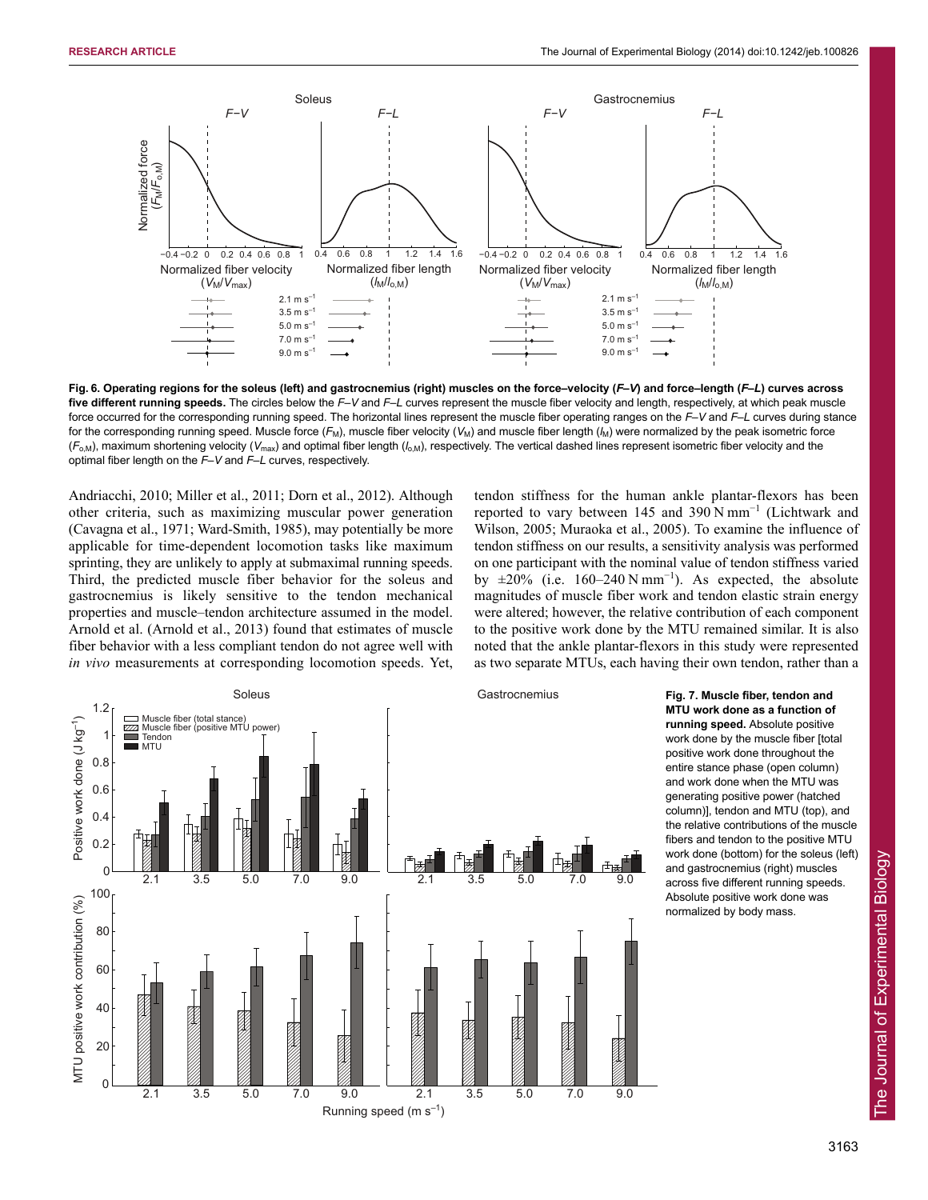**Fig. 6. Operating regions for the soleus (left) and gastrocnemius (right) muscles on the force–velocity (*F–V*) and force–length (*F–L*) curves across five different running speeds.** The circles below the *F–V* and *F–L* curves represent the muscle fiber velocity and length, respectively, at which peak muscle force occurred for the corresponding running speed. The horizontal lines represent the muscle fiber operating ranges on the *F–V* and *F–L* curves during stance for the corresponding running speed. Muscle force ($F_M$), muscle fiber velocity ($V_M$) and muscle fiber length ($l_M$) were normalized by the peak isometric force ($F_{o,M}$), maximum shortening velocity ($V_{max}$) and optimal fiber length ($l_{o,M}$), respectively. The vertical dashed lines represent isometric fiber velocity and the optimal fiber length on the *F–V* and *F–L* curves, respectively.

Andriacchi, 2010; Miller et al., 2011; Dorn et al., 2012). Although other criteria, such as maximizing muscular power generation (Cavagna et al., 1971; Ward-Smith, 1985), may potentially be more applicable for time-dependent locomotion tasks like maximum sprinting, they are unlikely to apply at submaximal running speeds. Third, the predicted muscle fiber behavior for the soleus and gastrocnemius is likely sensitive to the tendon mechanical properties and muscle–tendon architecture assumed in the model. Arnold et al. (Arnold et al., 2013) found that estimates of muscle fiber behavior with a less compliant tendon do not agree well with *in vivo* measurements at corresponding locomotion speeds. Yet, tendon stiffness for the human ankle plantar-flexors has been reported to vary between 145 and 390 N mm$^{-1}$ (Lichtwark and Wilson, 2005; Muraoka et al., 2005). To examine the influence of tendon stiffness on our results, a sensitivity analysis was performed on one participant with the nominal value of tendon stiffness varied by ±20% (i.e. 160–240 N mm$^{-1}$). As expected, the absolute magnitudes of muscle fiber work and tendon elastic strain energy were altered; however, the relative contribution of each component to the positive work done by the MTU remained similar. It is also noted that the ankle plantar-flexors in this study were represented as two separate MTUs, each having their own tendon, rather than a

**Fig. 7. Muscle fiber, tendon and MTU work done as a function of running speed.** Absolute positive work done by the muscle fiber [total positive work done throughout the entire stance phase (open column) and work done when the MTU was generating positive power (hatched column)], tendon and MTU (top), and the relative contributions of the muscle fibers and tendon to the positive MTU work done (bottom) for the soleus (left) and gastrocnemius (right) muscles across five different running speeds. Absolute positive work done was normalized by body mass.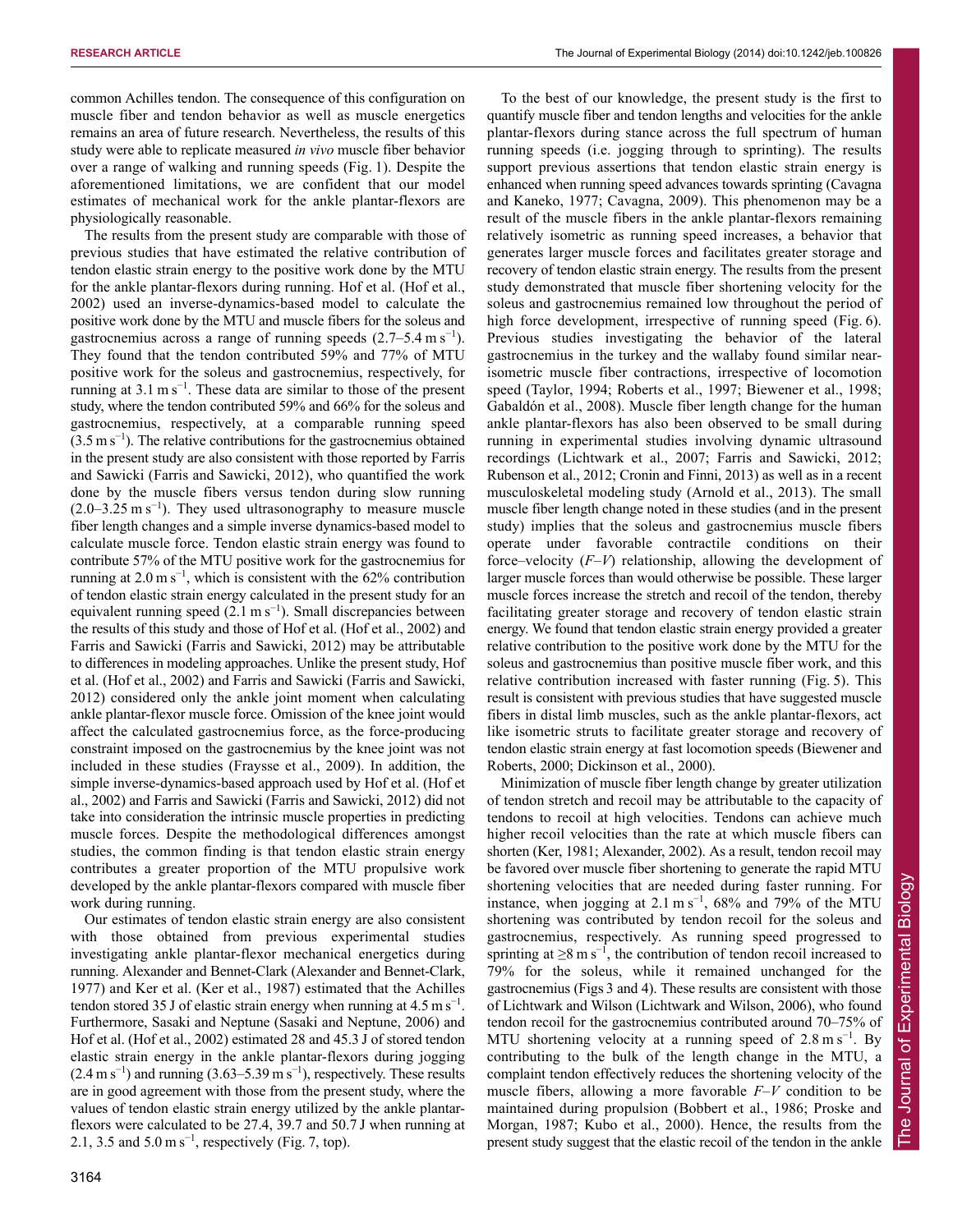common Achilles tendon. The consequence of this configuration on muscle fiber and tendon behavior as well as muscle energetics remains an area of future research. Nevertheless, the results of this study were able to replicate measured *in vivo* muscle fiber behavior over a range of walking and running speeds (Fig. 1). Despite the aforementioned limitations, we are confident that our model estimates of mechanical work for the ankle plantar-flexors are physiologically reasonable.

The results from the present study are comparable with those of previous studies that have estimated the relative contribution of tendon elastic strain energy to the positive work done by the MTU for the ankle plantar-flexors during running. Hof et al. (Hof et al., 2002) used an inverse-dynamics-based model to calculate the positive work done by the MTU and muscle fibers for the soleus and gastrocnemius across a range of running speeds (2.7–5.4 m s$^{-1}$). They found that the tendon contributed 59% and 77% of MTU positive work for the soleus and gastrocnemius, respectively, for running at 3.1 m s$^{-1}$. These data are similar to those of the present study, where the tendon contributed 59% and 66% for the soleus and gastrocnemius, respectively, at a comparable running speed (3.5 m s$^{-1}$). The relative contributions for the gastrocnemius obtained in the present study are also consistent with those reported by Farris and Sawicki (Farris and Sawicki, 2012), who quantified the work done by the muscle fibers versus tendon during slow running (2.0–3.25 m s$^{-1}$). They used ultrasonography to measure muscle fiber length changes and a simple inverse dynamics-based model to calculate muscle force. Tendon elastic strain energy was found to contribute 57% of the MTU positive work for the gastrocnemius for running at 2.0 m s$^{-1}$, which is consistent with the 62% contribution of tendon elastic strain energy calculated in the present study for an equivalent running speed (2.1 m s$^{-1}$). Small discrepancies between the results of this study and those of Hof et al. (Hof et al., 2002) and Farris and Sawicki (Farris and Sawicki, 2012) may be attributable to differences in modeling approaches. Unlike the present study, Hof et al. (Hof et al., 2002) and Farris and Sawicki (Farris and Sawicki, 2012) considered only the ankle joint moment when calculating ankle plantar-flexor muscle force. Omission of the knee joint would affect the calculated gastrocnemius force, as the force-producing constraint imposed on the gastrocnemius by the knee joint was not included in these studies (Fraysse et al., 2009). In addition, the simple inverse-dynamics-based approach used by Hof et al. (Hof et al., 2002) and Farris and Sawicki (Farris and Sawicki, 2012) did not take into consideration the intrinsic muscle properties in predicting muscle forces. Despite the methodological differences amongst studies, the common finding is that tendon elastic strain energy contributes a greater proportion of the MTU propulsive work developed by the ankle plantar-flexors compared with muscle fiber work during running.

Our estimates of tendon elastic strain energy are also consistent with those obtained from previous experimental studies investigating ankle plantar-flexor mechanical energetics during running. Alexander and Bennet-Clark (Alexander and Bennet-Clark, 1977) and Ker et al. (Ker et al., 1987) estimated that the Achilles tendon stored 35 J of elastic strain energy when running at 4.5 m s$^{-1}$. Furthermore, Sasaki and Neptune (Sasaki and Neptune, 2006) and Hof et al. (Hof et al., 2002) estimated 28 and 45.3 J of stored tendon elastic strain energy in the ankle plantar-flexors during jogging (2.4 m s$^{-1}$) and running (3.63–5.39 m s$^{-1}$), respectively. These results are in good agreement with those from the present study, where the values of tendon elastic strain energy utilized by the ankle plantar-flexors were calculated to be 27.4, 39.7 and 50.7 J when running at 2.1, 3.5 and 5.0 m s$^{-1}$, respectively (Fig. 7, top).

To the best of our knowledge, the present study is the first to quantify muscle fiber and tendon lengths and velocities for the ankle plantar-flexors during stance across the full spectrum of human running speeds (i.e. jogging through to sprinting). The results support previous assertions that tendon elastic strain energy is enhanced when running speed advances towards sprinting (Cavagna and Kaneko, 1977; Cavagna, 2009). This phenomenon may be a result of the muscle fibers in the ankle plantar-flexors remaining relatively isometric as running speed increases, a behavior that generates larger muscle forces and facilitates greater storage and recovery of tendon elastic strain energy. The results from the present study demonstrated that muscle fiber shortening velocity for the soleus and gastrocnemius remained low throughout the period of high force development, irrespective of running speed (Fig. 6). Previous studies investigating the behavior of the lateral gastrocnemius in the turkey and the wallaby found similar near-isometric muscle fiber contractions, irrespective of locomotion speed (Taylor, 1994; Roberts et al., 1997; Biewener et al., 1998; Gabaldón et al., 2008). Muscle fiber length change for the human ankle plantar-flexors has also been observed to be small during running in experimental studies involving dynamic ultrasound recordings (Lichtwark et al., 2007; Farris and Sawicki, 2012; Rubenson et al., 2012; Cronin and Finni, 2013) as well as in a recent musculoskeletal modeling study (Arnold et al., 2013). The small muscle fiber length change noted in these studies (and in the present study) implies that the soleus and gastrocnemius muscle fibers operate under favorable contractile conditions on their force–velocity (*F*–*V*) relationship, allowing the development of larger muscle forces than would otherwise be possible. These larger muscle forces increase the stretch and recoil of the tendon, thereby facilitating greater storage and recovery of tendon elastic strain energy. We found that tendon elastic strain energy provided a greater relative contribution to the positive work done by the MTU for the soleus and gastrocnemius than positive muscle fiber work, and this relative contribution increased with faster running (Fig. 5). This result is consistent with previous studies that have suggested muscle fibers in distal limb muscles, such as the ankle plantar-flexors, act like isometric struts to facilitate greater storage and recovery of tendon elastic strain energy at fast locomotion speeds (Biewener and Roberts, 2000; Dickinson et al., 2000).

Minimization of muscle fiber length change by greater utilization of tendon stretch and recoil may be attributable to the capacity of tendons to recoil at high velocities. Tendons can achieve much higher recoil velocities than the rate at which muscle fibers can shorten (Ker, 1981; Alexander, 2002). As a result, tendon recoil may be favored over muscle fiber shortening to generate the rapid MTU shortening velocities that are needed during faster running. For instance, when jogging at 2.1 m s$^{-1}$, 68% and 79% of the MTU shortening was contributed by tendon recoil for the soleus and gastrocnemius, respectively. As running speed progressed to sprinting at ≥8 m s$^{-1}$, the contribution of tendon recoil increased to 79% for the soleus, while it remained unchanged for the gastrocnemius (Figs 3 and 4). These results are consistent with those of Lichtwark and Wilson (Lichtwark and Wilson, 2006), who found tendon recoil for the gastrocnemius contributed around 70–75% of MTU shortening velocity at a running speed of 2.8 m s$^{-1}$. By contributing to the bulk of the length change in the MTU, a complaint tendon effectively reduces the shortening velocity of the muscle fibers, allowing a more favorable *F*–*V* condition to be maintained during propulsion (Bobbert et al., 1986; Proske and Morgan, 1987; Kubo et al., 2000). Hence, the results from the present study suggest that the elastic recoil of the tendon in the ankle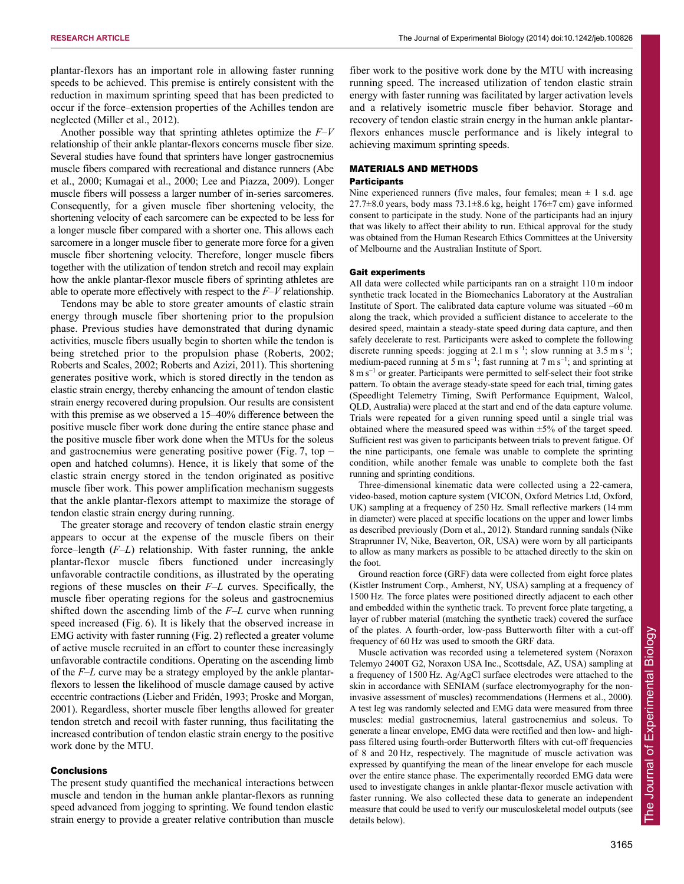plantar-flexors has an important role in allowing faster running speeds to be achieved. This premise is entirely consistent with the reduction in maximum sprinting speed that has been predicted to occur if the force–extension properties of the Achilles tendon are neglected (Miller et al., 2012).

Another possible way that sprinting athletes optimize the *F*–*V* relationship of their ankle plantar-flexors concerns muscle fiber size. Several studies have found that sprinters have longer gastrocnemius muscle fibers compared with recreational and distance runners (Abe et al., 2000; Kumagai et al., 2000; Lee and Piazza, 2009). Longer muscle fibers will possess a larger number of in-series sarcomeres. Consequently, for a given muscle fiber shortening velocity, the shortening velocity of each sarcomere can be expected to be less for a longer muscle fiber compared with a shorter one. This allows each sarcomere in a longer muscle fiber to generate more force for a given muscle fiber shortening velocity. Therefore, longer muscle fibers together with the utilization of tendon stretch and recoil may explain how the ankle plantar-flexor muscle fibers of sprinting athletes are able to operate more effectively with respect to the *F*–*V* relationship.

Tendons may be able to store greater amounts of elastic strain energy through muscle fiber shortening prior to the propulsion phase. Previous studies have demonstrated that during dynamic activities, muscle fibers usually begin to shorten while the tendon is being stretched prior to the propulsion phase (Roberts, 2002; Roberts and Scales, 2002; Roberts and Azizi, 2011). This shortening generates positive work, which is stored directly in the tendon as elastic strain energy, thereby enhancing the amount of tendon elastic strain energy recovered during propulsion. Our results are consistent with this premise as we observed a 15–40% difference between the positive muscle fiber work done during the entire stance phase and the positive muscle fiber work done when the MTUs for the soleus and gastrocnemius were generating positive power (Fig. 7, top – open and hatched columns). Hence, it is likely that some of the elastic strain energy stored in the tendon originated as positive muscle fiber work. This power amplification mechanism suggests that the ankle plantar-flexors attempt to maximize the storage of tendon elastic strain energy during running.

The greater storage and recovery of tendon elastic strain energy appears to occur at the expense of the muscle fibers on their force–length (*F*–*L*) relationship. With faster running, the ankle plantar-flexor muscle fibers functioned under increasingly unfavorable contractile conditions, as illustrated by the operating regions of these muscles on their *F*–*L* curves. Specifically, the muscle fiber operating regions for the soleus and gastrocnemius shifted down the ascending limb of the *F*–*L* curve when running speed increased (Fig. 6). It is likely that the observed increase in EMG activity with faster running (Fig. 2) reflected a greater volume of active muscle recruited in an effort to counter these increasingly unfavorable contractile conditions. Operating on the ascending limb of the *F*–*L* curve may be a strategy employed by the ankle plantar-flexors to lessen the likelihood of muscle damage caused by active eccentric contractions (Lieber and Fridén, 1993; Proske and Morgan, 2001). Regardless, shorter muscle fiber lengths allowed for greater tendon stretch and recoil with faster running, thus facilitating the increased contribution of tendon elastic strain energy to the positive work done by the MTU.

### Conclusions

The present study quantified the mechanical interactions between muscle and tendon in the human ankle plantar-flexors as running speed advanced from jogging to sprinting. We found tendon elastic strain energy to provide a greater relative contribution than muscle fiber work to the positive work done by the MTU with increasing running speed. The increased utilization of tendon elastic strain energy with faster running was facilitated by larger activation levels and a relatively isometric muscle fiber behavior. Storage and recovery of tendon elastic strain energy in the human ankle plantar-flexors enhances muscle performance and is likely integral to achieving maximum sprinting speeds.

## MATERIALS AND METHODS

### Participants

Nine experienced runners (five males, four females; mean ± 1 s.d. age 27.7±8.0 years, body mass 73.1±8.6 kg, height 176±7 cm) gave informed consent to participate in the study. None of the participants had an injury that was likely to affect their ability to run. Ethical approval for the study was obtained from the Human Research Ethics Committees at the University of Melbourne and the Australian Institute of Sport.

### Gait experiments

All data were collected while participants ran on a straight 110 m indoor synthetic track located in the Biomechanics Laboratory at the Australian Institute of Sport. The calibrated data capture volume was situated ~60 m along the track, which provided a sufficient distance to accelerate to the desired speed, maintain a steady-state speed during data capture, and then safely decelerate to rest. Participants were asked to complete the following discrete running speeds: jogging at 2.1 m s$^{-1}$; slow running at 3.5 m s$^{-1}$; medium-paced running at 5 m s$^{-1}$; fast running at 7 m s$^{-1}$; and sprinting at 8 m s$^{-1}$ or greater. Participants were permitted to self-select their foot strike pattern. To obtain the average steady-state speed for each trial, timing gates (Speedlight Telemetry Timing, Swift Performance Equipment, Walcol, QLD, Australia) were placed at the start and end of the data capture volume. Trials were repeated for a given running speed until a single trial was obtained where the measured speed was within ±5% of the target speed. Sufficient rest was given to participants between trials to prevent fatigue. Of the nine participants, one female was unable to complete the sprinting condition, while another female was unable to complete both the fast running and sprinting conditions.

Three-dimensional kinematic data were collected using a 22-camera, video-based, motion capture system (VICON, Oxford Metrics Ltd, Oxford, UK) sampling at a frequency of 250 Hz. Small reflective markers (14 mm in diameter) were placed at specific locations on the upper and lower limbs as described previously (Dorn et al., 2012). Standard running sandals (Nike Straprunner IV, Nike, Beaverton, OR, USA) were worn by all participants to allow as many markers as possible to be attached directly to the skin on the foot.

Ground reaction force (GRF) data were collected from eight force plates (Kistler Instrument Corp., Amherst, NY, USA) sampling at a frequency of 1500 Hz. The force plates were positioned directly adjacent to each other and embedded within the synthetic track. To prevent force plate targeting, a layer of rubber material (matching the synthetic track) covered the surface of the plates. A fourth-order, low-pass Butterworth filter with a cut-off frequency of 60 Hz was used to smooth the GRF data.

Muscle activation was recorded using a telemetered system (Noraxon Telemyo 2400T G2, Noraxon USA Inc., Scottsdale, AZ, USA) sampling at a frequency of 1500 Hz. Ag/AgCl surface electrodes were attached to the skin in accordance with SENIAM (surface electromyography for the non-invasive assessment of muscles) recommendations (Hermens et al., 2000). A test leg was randomly selected and EMG data were measured from three muscles: medial gastrocnemius, lateral gastrocnemius and soleus. To generate a linear envelope, EMG data were rectified and then low- and high-pass filtered using fourth-order Butterworth filters with cut-off frequencies of 8 and 20 Hz, respectively. The magnitude of muscle activation was expressed by quantifying the mean of the linear envelope for each muscle over the entire stance phase. The experimentally recorded EMG data were used to investigate changes in ankle plantar-flexor muscle activation with faster running. We also collected these data to generate an independent measure that could be used to verify our musculoskeletal model outputs (see details below).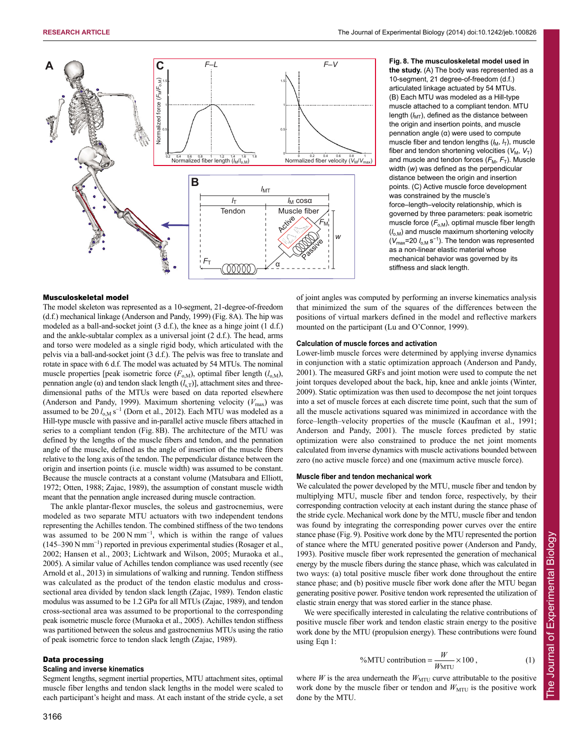Fig. 8. The musculoskeletal model used in the study. (A) The body was represented as a 10-segment, 21 degree-of-freedom (d.f.) articulated linkage actuated by 54 MTUs. (B) Each MTU was modeled as a Hill-type muscle attached to a compliant tendon. MTU length ($l_{MT}$), defined as the distance between the origin and insertion points, and muscle pennation angle (α) were used to compute muscle fiber and tendon lengths ($l_M$, $l_T$), muscle fiber and tendon shortening velocities ($V_M$, $V_T$) and muscle and tendon forces ($F_M$, $F_T$). Muscle width ($w$) was defined as the perpendicular distance between the origin and insertion points. (C) Active muscle force development was constrained by the muscle's force–length–velocity relationship, which is governed by three parameters: peak isometric muscle force ($F_{o,M}$), optimal muscle fiber length ($l_{o,M}$) and muscle maximum shortening velocity ($V_{max}$=20 $l_{o,M}$ s$^{-1}$). The tendon was represented as a non-linear elastic material whose mechanical behavior was governed by its stiffness and slack length.

## Musculoskeletal model

The model skeleton was represented as a 10-segment, 21-degree-of-freedom (d.f.) mechanical linkage (Anderson and Pandy, 1999) (Fig. 8A). The hip was modeled as a ball-and-socket joint (3 d.f.), the knee as a hinge joint (1 d.f.) and the ankle-subtalar complex as a universal joint (2 d.f.). The head, arms and torso were modeled as a single rigid body, which articulated with the pelvis via a ball-and-socket joint (3 d.f.). The pelvis was free to translate and rotate in space with 6 d.f. The model was actuated by 54 MTUs. The nominal muscle properties [peak isometric force ($F_{o,M}$), optimal fiber length ($l_{o,M}$), pennation angle (α) and tendon slack length ($l_{s,T}$)], attachment sites and three-dimensional paths of the MTUs were based on data reported elsewhere (Anderson and Pandy, 1999). Maximum shortening velocity ($V_{max}$) was assumed to be 20 $l_{o,M}$ s$^{-1}$ (Dorn et al., 2012). Each MTU was modeled as a Hill-type muscle with passive and in-parallel active muscle fibers attached in series to a compliant tendon (Fig. 8B). The architecture of the MTU was defined by the lengths of the muscle fibers and tendon, and the pennation angle of the muscle, defined as the angle of insertion of the muscle fibers relative to the long axis of the tendon. The perpendicular distance between the origin and insertion points (i.e. muscle width) was assumed to be constant. Because the muscle contracts at a constant volume (Matsubara and Elliott, 1972; Otten, 1988; Zajac, 1989), the assumption of constant muscle width meant that the pennation angle increased during muscle contraction.

The ankle plantar-flexor muscles, the soleus and gastrocnemius, were modeled as two separate MTU actuators with two independent tendons representing the Achilles tendon. The combined stiffness of the two tendons was assumed to be 200 N mm$^{-1}$, which is within the range of values (145–390 N mm$^{-1}$) reported in previous experimental studies (Rosager et al., 2002; Hansen et al., 2003; Lichtwark and Wilson, 2005; Muraoka et al., 2005). A similar value of Achilles tendon compliance was used recently (see Arnold et al., 2013) in simulations of walking and running. Tendon stiffness was calculated as the product of the tendon elastic modulus and cross-sectional area divided by tendon slack length (Zajac, 1989). Tendon elastic modulus was assumed to be 1.2 GPa for all MTUs (Zajac, 1989), and tendon cross-sectional area was assumed to be proportional to the corresponding peak isometric muscle force (Muraoka et al., 2005). Achilles tendon stiffness was partitioned between the soleus and gastrocnemius MTUs using the ratio of peak isometric force to tendon slack length (Zajac, 1989).

## Data processing

### Scaling and inverse kinematics

Segment lengths, segment inertial properties, MTU attachment sites, optimal muscle fiber lengths and tendon slack lengths in the model were scaled to each participant's height and mass. At each instant of the stride cycle, a set of joint angles was computed by performing an inverse kinematics analysis that minimized the sum of the squares of the differences between the positions of virtual markers defined in the model and reflective markers mounted on the participant (Lu and O'Connor, 1999).

### Calculation of muscle forces and activation

Lower-limb muscle forces were determined by applying inverse dynamics in conjunction with a static optimization approach (Anderson and Pandy, 2001). The measured GRFs and joint motion were used to compute the net joint torques developed about the back, hip, knee and ankle joints (Winter, 2009). Static optimization was then used to decompose the net joint torques into a set of muscle forces at each discrete time point, such that the sum of all the muscle activations squared was minimized in accordance with the force–length–velocity properties of the muscle (Kaufman et al., 1991; Anderson and Pandy, 2001). The muscle forces predicted by static optimization were also constrained to produce the net joint moments calculated from inverse dynamics with muscle activations bounded between zero (no active muscle force) and one (maximum active muscle force).

### Muscle fiber and tendon mechanical work

We calculated the power developed by the MTU, muscle fiber and tendon by multiplying MTU, muscle fiber and tendon force, respectively, by their corresponding contraction velocity at each instant during the stance phase of the stride cycle. Mechanical work done by the MTU, muscle fiber and tendon was found by integrating the corresponding power curves over the entire stance phase (Fig. 9). Positive work done by the MTU represented the portion of stance where the MTU generated positive power (Anderson and Pandy, 1993). Positive muscle fiber work represented the generation of mechanical energy by the fibers during the stance phase, which was calculated in two ways: (a) total positive muscle fiber work done throughout the entire stance phase; and (b) positive muscle fiber work done after the MTU began generating positive power. Positive tendon work represented the utilization of elastic strain energy that was stored earlier in the stance phase.

We were specifically interested in calculating the relative contributions of positive muscle fiber work and tendon elastic strain energy to the positive work done by the MTU (propulsion energy). These contributions were found using Eqn 1:

$$\%\text{MTU contribution} = \frac{W}{W_{\text{MTU}}} \times 100\,, \qquad (1)$$

where $W$ is the area underneath the $W_{MTU}$ curve attributable to the positive work done by the muscle fiber or tendon and $W_{MTU}$ is the positive work done by the MTU.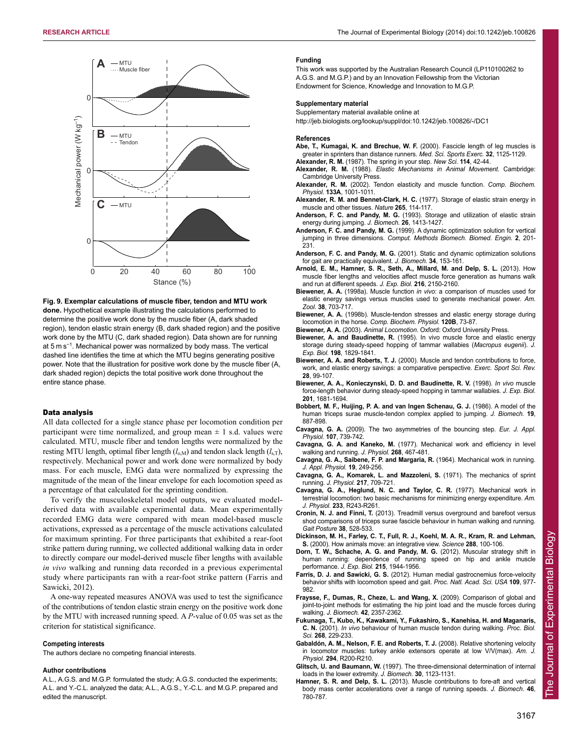**Fig. 9. Exemplar calculations of muscle fiber, tendon and MTU work done.** Hypothetical example illustrating the calculations performed to determine the positive work done by the muscle fiber (A, dark shaded region), tendon elastic strain energy (B, dark shaded region) and the positive work done by the MTU (C, dark shaded region). Data shown are for running at 5 m s$^{-1}$. Mechanical power was normalized by body mass. The vertical dashed line identifies the time at which the MTU begins generating positive power. Note that the illustration for positive work done by the muscle fiber (A, dark shaded region) depicts the total positive work done throughout the entire stance phase.

## Data analysis

All data collected for a single stance phase per locomotion condition per participant were time normalized, and group mean ± 1 s.d. values were calculated. MTU, muscle fiber and tendon lengths were normalized by the resting MTU length, optimal fiber length ($l_{o,M}$) and tendon slack length ($l_{s,T}$), respectively. Mechanical power and work done were normalized by body mass. For each muscle, EMG data were normalized by expressing the magnitude of the mean of the linear envelope for each locomotion speed as a percentage of that calculated for the sprinting condition.

To verify the musculoskeletal model outputs, we evaluated model-derived data with available experimental data. Mean experimentally recorded EMG data were compared with mean model-based muscle activations, expressed as a percentage of the muscle activations calculated for maximum sprinting. For three participants that exhibited a rear-foot strike pattern during running, we collected additional walking data in order to directly compare our model-derived muscle fiber lengths with available *in vivo* walking and running data recorded in a previous experimental study where participants ran with a rear-foot strike pattern (Farris and Sawicki, 2012).

A one-way repeated measures ANOVA was used to test the significance of the contributions of tendon elastic strain energy on the positive work done by the MTU with increased running speed. A *P*-value of 0.05 was set as the criterion for statistical significance.

#### Competing interests

The authors declare no competing financial interests.

#### Author contributions

A.L., A.G.S. and M.G.P. formulated the study; A.G.S. conducted the experiments; A.L. and Y.-C.L. analyzed the data; A.L., A.G.S., Y.-C.L. and M.G.P. prepared and edited the manuscript.

#### Funding

This work was supported by the Australian Research Council (LP110100262 to A.G.S. and M.G.P.) and by an Innovation Fellowship from the Victorian Endowment for Science, Knowledge and Innovation to M.G.P.

#### Supplementary material

Supplementary material available online at http://jeb.biologists.org/lookup/suppl/doi:10.1242/jeb.100826/-/DC1

#### References

**Abe, T., Kumagai, K. and Brechue, W. F.** (2000). Fascicle length of leg muscles is greater in sprinters than distance runners. *Med. Sci. Sports Exerc.* **32**, 1125-1129.

**Alexander, R. M.** (1987). The spring in your step. *New Sci.* **114**, 42-44.

**Alexander, R. M.** (1988). *Elastic Mechanisms in Animal Movement*. Cambridge: Cambridge University Press.

**Alexander, R. M.** (2002). Tendon elasticity and muscle function. *Comp. Biochem. Physiol.* **133A**, 1001-1011.

**Alexander, R. M. and Bennet-Clark, H. C.** (1977). Storage of elastic strain energy in muscle and other tissues. *Nature* **265**, 114-117.

**Anderson, F. C. and Pandy, M. G.** (1993). Storage and utilization of elastic strain energy during jumping. *J. Biomech.* **26**, 1413-1427.

**Anderson, F. C. and Pandy, M. G.** (1999). A dynamic optimization solution for vertical jumping in three dimensions. *Comput. Methods Biomech. Biomed. Engin.* **2**, 201-231.

**Anderson, F. C. and Pandy, M. G.** (2001). Static and dynamic optimization solutions for gait are practically equivalent. *J. Biomech.* **34**, 153-161.

**Arnold, E. M., Hamner, S. R., Seth, A., Millard, M. and Delp, S. L.** (2013). How muscle fiber lengths and velocities affect muscle force generation as humans walk and run at different speeds. *J. Exp. Biol.* **216**, 2150-2160.

**Biewener, A. A.** (1998a). Muscle function *in vivo*: a comparison of muscles used for elastic energy savings versus muscles used to generate mechanical power. *Am. Zool.* **38**, 703-717.

**Biewener, A. A.** (1998b). Muscle-tendon stresses and elastic energy storage during locomotion in the horse. *Comp. Biochem. Physiol.* **120B**, 73-87.

**Biewener, A. A.** (2003). *Animal Locomotion*. Oxford: Oxford University Press.

**Biewener, A. and Baudinette, R.** (1995). In vivo muscle force and elastic energy storage during steady-speed hopping of tammar wallabies (*Macropus eugenii*). *J. Exp. Biol.* **198**, 1829-1841.

**Biewener, A. A. and Roberts, T. J.** (2000). Muscle and tendon contributions to force, work, and elastic energy savings: a comparative perspective. *Exerc. Sport Sci. Rev.* **28**, 99-107.

**Biewener, A. A., Konieczynski, D. D. and Baudinette, R. V.** (1998). *In vivo* muscle force-length behavior during steady-speed hopping in tammar wallabies. *J. Exp. Biol.* **201**, 1681-1694.

**Bobbert, M. F., Huijing, P. A. and van Ingen Schenau, G. J.** (1986). A model of the human triceps surae muscle-tendon complex applied to jumping. *J. Biomech.* **19**, 887-898.

**Cavagna, G. A.** (2009). The two asymmetries of the bouncing step. *Eur. J. Appl. Physiol.* **107**, 739-742.

**Cavagna, G. A. and Kaneko, M.** (1977). Mechanical work and efficiency in level walking and running. *J. Physiol.* **268**, 467-481.

**Cavagna, G. A., Saibene, F. P. and Margaria, R.** (1964). Mechanical work in running. *J. Appl. Physiol.* **19**, 249-256.

**Cavagna, G. A., Komarek, L. and Mazzoleni, S.** (1971). The mechanics of sprint running. *J. Physiol.* **217**, 709-721.

**Cavagna, G. A., Heglund, N. C. and Taylor, C. R.** (1977). Mechanical work in terrestrial locomotion: two basic mechanisms for minimizing energy expenditure. *Am. J. Physiol.* **233**, R243-R261.

**Cronin, N. J. and Finni, T.** (2013). Treadmill versus overground and barefoot versus shod comparisons of triceps surae fascicle behaviour in human walking and running. *Gait Posture* **38**, 528-533.

**Dickinson, M. H., Farley, C. T., Full, R. J., Koehl, M. A. R., Kram, R. and Lehman, S.** (2000). How animals move: an integrative view. *Science* **288**, 100-106.

**Dorn, T. W., Schache, A. G. and Pandy, M. G.** (2012). Muscular strategy shift in human running: dependence of running speed on hip and ankle muscle performance. *J. Exp. Biol.* **215**, 1944-1956.

**Farris, D. J. and Sawicki, G. S.** (2012). Human medial gastrocnemius force-velocity behavior shifts with locomotion speed and gait. *Proc. Natl. Acad. Sci. USA* **109**, 977-982.

**Fraysse, F., Dumas, R., Cheze, L. and Wang, X.** (2009). Comparison of global and joint-to-joint methods for estimating the hip joint load and the muscle forces during walking. *J. Biomech.* **42**, 2357-2362.

**Fukunaga, T., Kubo, K., Kawakami, Y., Fukashiro, S., Kanehisa, H. and Maganaris, C. N.** (2001). *In vivo* behaviour of human muscle tendon during walking. *Proc. Biol. Sci.* **268**, 229-233.

**Gabaldón, A. M., Nelson, F. E. and Roberts, T. J.** (2008). Relative shortening velocity in locomotor muscles: turkey ankle extensors operate at low V/V(max). *Am. J. Physiol.* **294**, R200-R210.

**Glitsch, U. and Baumann, W.** (1997). The three-dimensional determination of internal loads in the lower extremity. *J. Biomech.* **30**, 1123-1131.

**Hamner, S. R. and Delp, S. L.** (2013). Muscle contributions to fore-aft and vertical body mass center accelerations over a range of running speeds. *J. Biomech.* **46**, 780-787.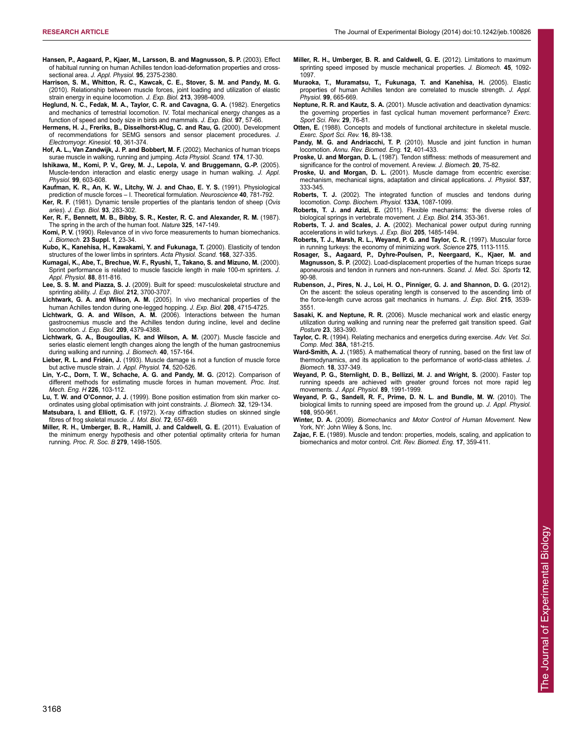**Hansen, P., Aagaard, P., Kjaer, M., Larsson, B. and Magnusson, S. P.** (2003). Effect of habitual running on human Achilles tendon load-deformation properties and cross-sectional area. *J. Appl. Physiol.* **95**, 2375-2380.

**Harrison, S. M., Whitton, R. C., Kawcak, C. E., Stover, S. M. and Pandy, M. G.** (2010). Relationship between muscle forces, joint loading and utilization of elastic strain energy in equine locomotion. *J. Exp. Biol.* **213**, 3998-4009.

**Heglund, N. C., Fedak, M. A., Taylor, C. R. and Cavagna, G. A.** (1982). Energetics and mechanics of terrestrial locomotion. IV. Total mechanical energy changes as a function of speed and body size in birds and mammals. *J. Exp. Biol.* **97**, 57-66.

**Hermens, H. J., Freriks, B., Disselhorst-Klug, C. and Rau, G.** (2000). Development of recommendations for SEMG sensors and sensor placement procedures. *J. Electromyogr. Kinesiol.* **10**, 361-374.

**Hof, A. L., Van Zandwijk, J. P. and Bobbert, M. F.** (2002). Mechanics of human triceps surae muscle in walking, running and jumping. *Acta Physiol. Scand.* **174**, 17-30.

**Ishikawa, M., Komi, P. V., Grey, M. J., Lepola, V. and Bruggemann, G.-P.** (2005). Muscle-tendon interaction and elastic energy usage in human walking. *J. Appl. Physiol.* **99**, 603-608.

**Kaufman, K. R., An, K. W., Litchy, W. J. and Chao, E. Y. S.** (1991). Physiological prediction of muscle forces – I. Theoretical formulation. *Neuroscience* **40**, 781-792.

**Ker, R. F.** (1981). Dynamic tensile properties of the plantaris tendon of sheep (*Ovis aries*). *J. Exp. Biol.* **93**, 283-302.

**Ker, R. F., Bennett, M. B., Bibby, S. R., Kester, R. C. and Alexander, R. M.** (1987). The spring in the arch of the human foot. *Nature* **325**, 147-149.

**Komi, P. V.** (1990). Relevance of in vivo force measurements to human biomechanics. *J. Biomech.* **23 Suppl. 1**, 23-34.

**Kubo, K., Kanehisa, H., Kawakami, Y. and Fukunaga, T.** (2000). Elasticity of tendon structures of the lower limbs in sprinters. *Acta Physiol. Scand.* **168**, 327-335.

**Kumagai, K., Abe, T., Brechue, W. F., Ryushi, T., Takano, S. and Mizuno, M.** (2000). Sprint performance is related to muscle fascicle length in male 100-m sprinters. *J. Appl. Physiol.* **88**, 811-816.

**Lee, S. S. M. and Piazza, S. J.** (2009). Built for speed: musculoskeletal structure and sprinting ability. *J. Exp. Biol.* **212**, 3700-3707.

**Lichtwark, G. A. and Wilson, A. M.** (2005). In vivo mechanical properties of the human Achilles tendon during one-legged hopping. *J. Exp. Biol.* **208**, 4715-4725.

**Lichtwark, G. A. and Wilson, A. M.** (2006). Interactions between the human gastrocnemius muscle and the Achilles tendon during incline, level and decline locomotion. *J. Exp. Biol.* **209**, 4379-4388.

**Lichtwark, G. A., Bougoulias, K. and Wilson, A. M.** (2007). Muscle fascicle and series elastic element length changes along the length of the human gastrocnemius during walking and running. *J. Biomech.* **40**, 157-164.

**Lieber, R. L. and Fridén, J.** (1993). Muscle damage is not a function of muscle force but active muscle strain. *J. Appl. Physiol.* **74**, 520-526.

**Lin, Y.-C., Dorn, T. W., Schache, A. G. and Pandy, M. G.** (2012). Comparison of different methods for estimating muscle forces in human movement. *Proc. Inst. Mech. Eng. H* **226**, 103-112.

**Lu, T. W. and O'Connor, J. J.** (1999). Bone position estimation from skin marker co-ordinates using global optimisation with joint constraints. *J. Biomech.* **32**, 129-134.

**Matsubara, I. and Elliott, G. F.** (1972). X-ray diffraction studies on skinned single fibres of frog skeletal muscle. *J. Mol. Biol.* **72**, 657-669.

**Miller, R. H., Umberger, B. R., Hamill, J. and Caldwell, G. E.** (2011). Evaluation of the minimum energy hypothesis and other potential optimality criteria for human running. *Proc. R. Soc. B* **279**, 1498-1505.

**Miller, R. H., Umberger, B. R. and Caldwell, G. E.** (2012). Limitations to maximum sprinting speed imposed by muscle mechanical properties. *J. Biomech.* **45**, 1092-1097.

**Muraoka, T., Muramatsu, T., Fukunaga, T. and Kanehisa, H.** (2005). Elastic properties of human Achilles tendon are correlated to muscle strength. *J. Appl. Physiol.* **99**, 665-669.

**Neptune, R. R. and Kautz, S. A.** (2001). Muscle activation and deactivation dynamics: the governing properties in fast cyclical human movement performance? *Exerc. Sport Sci. Rev.* **29**, 76-81.

**Otten, E.** (1988). Concepts and models of functional architecture in skeletal muscle. *Exerc. Sport Sci. Rev.* **16**, 89-138.

**Pandy, M. G. and Andriacchi, T. P.** (2010). Muscle and joint function in human locomotion. *Annu. Rev. Biomed. Eng.* **12**, 401-433.

**Proske, U. and Morgan, D. L.** (1987). Tendon stiffness: methods of measurement and significance for the control of movement. A review. *J. Biomech.* **20**, 75-82.

**Proske, U. and Morgan, D. L.** (2001). Muscle damage from eccentric exercise: mechanism, mechanical signs, adaptation and clinical applications. *J. Physiol.* **537**, 333-345.

**Roberts, T. J.** (2002). The integrated function of muscles and tendons during locomotion. *Comp. Biochem. Physiol.* **133A**, 1087-1099.

**Roberts, T. J. and Azizi, E.** (2011). Flexible mechanisms: the diverse roles of biological springs in vertebrate movement. *J. Exp. Biol.* **214**, 353-361.

**Roberts, T. J. and Scales, J. A.** (2002). Mechanical power output during running accelerations in wild turkeys. *J. Exp. Biol.* **205**, 1485-1494.

**Roberts, T. J., Marsh, R. L., Weyand, P. G. and Taylor, C. R.** (1997). Muscular force in running turkeys: the economy of minimizing work. *Science* **275**, 1113-1115.

**Rosager, S., Aagaard, P., Dyhre-Poulsen, P., Neergaard, K., Kjaer, M. and Magnusson, S. P.** (2002). Load-displacement properties of the human triceps surae aponeurosis and tendon in runners and non-runners. *Scand. J. Med. Sci. Sports* **12**, 90-98.

**Rubenson, J., Pires, N. J., Loi, H. O., Pinniger, G. J. and Shannon, D. G.** (2012). On the ascent: the soleus operating length is conserved to the ascending limb of the force-length curve across gait mechanics in humans. *J. Exp. Biol.* **215**, 3539-3551.

**Sasaki, K. and Neptune, R. R.** (2006). Muscle mechanical work and elastic energy utilization during walking and running near the preferred gait transition speed. *Gait Posture* **23**, 383-390.

**Taylor, C. R.** (1994). Relating mechanics and energetics during exercise. *Adv. Vet. Sci. Comp. Med.* **38A**, 181-215.

**Ward-Smith, A. J.** (1985). A mathematical theory of running, based on the first law of thermodynamics, and its application to the performance of world-class athletes. *J. Biomech.* **18**, 337-349.

**Weyand, P. G., Sternlight, D. B., Bellizzi, M. J. and Wright, S.** (2000). Faster top running speeds are achieved with greater ground forces not more rapid leg movements. *J. Appl. Physiol.* **89**, 1991-1999.

**Weyand, P. G., Sandell, R. F., Prime, D. N. L. and Bundle, M. W.** (2010). The biological limits to running speed are imposed from the ground up. *J. Appl. Physiol.* **108**, 950-961.

**Winter, D. A.** (2009). *Biomechanics and Motor Control of Human Movement.* New York, NY: John Wiley & Sons, Inc.

**Zajac, F. E.** (1989). Muscle and tendon: properties, models, scaling, and application to biomechanics and motor control. *Crit. Rev. Biomed. Eng.* **17**, 359-411.